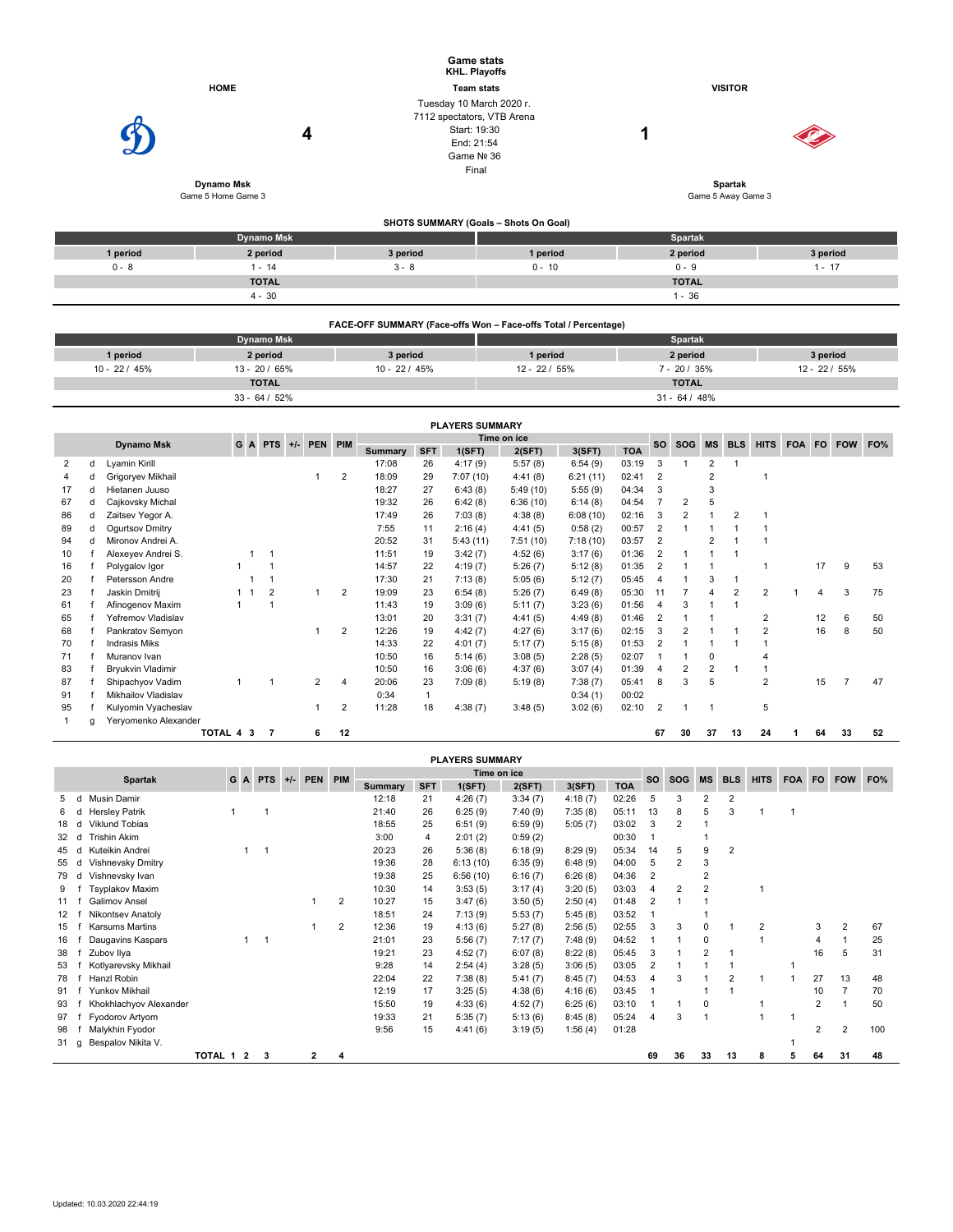# Game stats

**KHL. Playoffs**

**Team stats**

Tuesday 10 March 2020 г.
7112 spectators, VTB Arena
Start: 19:30
End: 21:54
Game № 36
Final

| HOME | | | VISITOR |
|---|---|---|---|
| **Dynamo Msk** | **4** | **1** | **Spartak** |
| Game 5 Home Game 3 | | | Game 5 Away Game 3 |

## SHOTS SUMMARY (Goals – Shots On Goal)

| Dynamo Msk | | | Spartak | | |
|---|---|---|---|---|---|
| 1 period | 2 period | 3 period | 1 period | 2 period | 3 period |
| 0 - 8 | 1 - 14 | 3 - 8 | 0 - 10 | 0 - 9 | 1 - 17 |
| TOTAL | | | TOTAL | | |
| 4 - 30 | | | 1 - 36 | | |

## FACE-OFF SUMMARY (Face-offs Won – Face-offs Total / Percentage)

| Dynamo Msk | | | Spartak | | |
|---|---|---|---|---|---|
| 1 period | 2 period | 3 period | 1 period | 2 period | 3 period |
| 10 - 22 / 45% | 13 - 20 / 65% | 10 - 22 / 45% | 12 - 22 / 55% | 7 - 20 / 35% | 12 - 22 / 55% |
| TOTAL | | | TOTAL | | |
| 33 - 64 / 52% | | | 31 - 64 / 48% | | |

## PLAYERS SUMMARY

| | | Dynamo Msk | G | A | PTS | +/- | PEN | PIM | Time on ice Summary | SFT | 1(SFT) | 2(SFT) | 3(SFT) | TOA | SO | SOG | MS | BLS | HITS | FOA | FO | FOW | FO% |
|---|---|---|---|---|---|---|---|---|---|---|---|---|---|---|---|---|---|---|---|---|---|---|---|
| 2 | d | Lyamin Kirill | | | | | | | 17:08 | 26 | 4:17 (9) | 5:57 (8) | 6:54 (9) | 03:19 | 3 | 1 | 2 | 1 | | | | | |
| 4 | d | Grigoryev Mikhail | | | | | 1 | 2 | 18:09 | 29 | 7:07 (10) | 4:41 (8) | 6:21 (11) | 02:41 | 2 | | 2 | | 1 | | | | |
| 17 | d | Hietanen Juuso | | | | | | | 18:27 | 27 | 6:43 (8) | 5:49 (10) | 5:55 (9) | 04:34 | 3 | | 3 | | | | | | |
| 67 | d | Cajkovsky Michal | | | | | | | 19:32 | 26 | 6:42 (8) | 6:36 (10) | 6:14 (8) | 04:54 | 7 | 2 | 5 | | | | | | |
| 86 | d | Zaitsev Yegor A. | | | | | | | 17:49 | 26 | 7:03 (8) | 4:38 (8) | 6:08 (10) | 02:16 | 3 | 2 | 1 | 2 | 1 | | | | |
| 89 | d | Ogurtsov Dmitry | | | | | | | 7:55 | 11 | 2:16 (4) | 4:41 (5) | 0:58 (2) | 00:57 | 2 | 1 | 1 | 1 | 1 | | | | |
| 94 | d | Mironov Andrei A. | | | | | | | 20:52 | 31 | 5:43 (11) | 7:51 (10) | 7:18 (10) | 03:57 | 2 | | 2 | 1 | 1 | | | | |
| 10 | f | Alexeyev Andrei S. | | 1 | 1 | | | | 11:51 | 19 | 3:42 (7) | 4:52 (6) | 3:17 (6) | 01:36 | 2 | 1 | 1 | 1 | | | | | |
| 16 | f | Polygalov Igor | 1 | | 1 | | | | 14:57 | 22 | 4:19 (7) | 5:26 (7) | 5:12 (8) | 01:35 | 2 | 1 | 1 | | 1 | | 17 | 9 | 53 |
| 20 | f | Petersson Andre | | 1 | 1 | | | | 17:30 | 21 | 7:13 (8) | 5:05 (6) | 5:12 (7) | 05:45 | 4 | 1 | 3 | 1 | | | | | |
| 23 | f | Jaskin Dmitrij | 1 | 1 | 2 | | 1 | 2 | 19:09 | 23 | 6:54 (8) | 5:26 (7) | 6:49 (8) | 05:30 | 11 | 7 | 4 | 2 | 2 | 1 | 4 | 3 | 75 |
| 61 | f | Afinogenov Maxim | 1 | | 1 | | | | 11:43 | 19 | 3:09 (6) | 5:11 (7) | 3:23 (6) | 01:56 | 4 | 3 | 1 | 1 | | | | | |
| 65 | f | Yefremov Vladislav | | | | | | | 13:01 | 20 | 3:31 (7) | 4:41 (5) | 4:49 (8) | 01:46 | 2 | 1 | 1 | | 2 | | 12 | 6 | 50 |
| 68 | f | Pankratov Semyon | | | | | 1 | 2 | 12:26 | 19 | 4:42 (7) | 4:27 (6) | 3:17 (6) | 02:15 | 3 | 2 | 1 | 1 | 2 | | 16 | 8 | 50 |
| 70 | f | Indrasis Miks | | | | | | | 14:33 | 22 | 4:01 (7) | 5:17 (7) | 5:15 (8) | 01:53 | 2 | 1 | 1 | 1 | 1 | | | | |
| 71 | f | Muranov Ivan | | | | | | | 10:50 | 16 | 5:14 (6) | 3:08 (5) | 2:28 (5) | 02:07 | 1 | 1 | 0 | | 4 | | | | |
| 83 | f | Bryukvin Vladimir | | | | | | | 10:50 | 16 | 3:06 (6) | 4:37 (6) | 3:07 (4) | 01:39 | 4 | 2 | 2 | 1 | 1 | | | | |
| 87 | f | Shipachyov Vadim | 1 | | 1 | | 2 | 4 | 20:06 | 23 | 7:09 (8) | 5:19 (8) | 7:38 (7) | 05:41 | 8 | 3 | 5 | | 2 | | 15 | 7 | 47 |
| 91 | f | Mikhailov Vladislav | | | | | | | 0:34 | 1 | | | 0:34 (1) | 00:02 | | | | | | | | | |
| 95 | f | Kulyomin Vyacheslav | | | | | 1 | 2 | 11:28 | 18 | 4:38 (7) | 3:48 (5) | 3:02 (6) | 02:10 | 2 | 1 | 1 | | 5 | | | | |
| 1 | g | Yeryomenko Alexander | | | | | | | | | | | | | | | | | | | | | |
| | | TOTAL | 4 | 3 | 7 | | 6 | 12 | | | | | | | 67 | 30 | 37 | 13 | 24 | 1 | 64 | 33 | 52 |

## PLAYERS SUMMARY

| | | Spartak | G | A | PTS | +/- | PEN | PIM | Time on ice Summary | SFT | 1(SFT) | 2(SFT) | 3(SFT) | TOA | SO | SOG | MS | BLS | HITS | FOA | FO | FOW | FO% |
|---|---|---|---|---|---|---|---|---|---|---|---|---|---|---|---|---|---|---|---|---|---|---|---|
| 5 | d | Musin Damir | | | | | | | 12:18 | 21 | 4:26 (7) | 3:34 (7) | 4:18 (7) | 02:26 | 5 | 3 | 2 | 2 | | | | | |
| 6 | d | Hersley Patrik | 1 | | 1 | | | | 21:40 | 26 | 6:25 (9) | 7:40 (9) | 7:35 (8) | 05:11 | 13 | 8 | 5 | 3 | 1 | 1 | | | |
| 18 | d | Viklund Tobias | | | | | | | 18:55 | 25 | 6:51 (9) | 6:59 (9) | 5:05 (7) | 03:02 | 3 | 2 | 1 | | | | | | |
| 32 | d | Trishin Akim | | | | | | | 3:00 | 4 | 2:01 (2) | 0:59 (2) | | 00:30 | 1 | | 1 | | | | | | |
| 45 | d | Kuteikin Andrei | | 1 | 1 | | | | 20:23 | 26 | 5:36 (8) | 6:18 (9) | 8:29 (9) | 05:34 | 14 | 5 | 9 | 2 | | | | | |
| 55 | d | Vishnevsky Dmitry | | | | | | | 19:36 | 28 | 6:13 (10) | 6:35 (9) | 6:48 (9) | 04:00 | 5 | 2 | 3 | | | | | | |
| 79 | d | Vishnevsky Ivan | | | | | | | 19:38 | 25 | 6:56 (10) | 6:16 (7) | 6:26 (8) | 04:36 | 2 | | 2 | | | | | | |
| 9 | f | Tsyplakov Maxim | | | | | | | 10:30 | 14 | 3:53 (5) | 3:17 (4) | 3:20 (5) | 03:03 | 4 | 2 | 2 | | 1 | | | | |
| 11 | f | Galimov Ansel | | | | | 1 | 2 | 10:27 | 15 | 3:47 (6) | 3:50 (5) | 2:50 (4) | 01:48 | 2 | 1 | 1 | | | | | | |
| 12 | f | Nikontsev Anatoly | | | | | | | 18:51 | 24 | 7:13 (9) | 5:53 (7) | 5:45 (8) | 03:52 | 1 | | 1 | | | | | | |
| 15 | f | Karsums Martins | | | | | 1 | 2 | 12:36 | 19 | 4:13 (6) | 5:27 (8) | 2:56 (5) | 02:55 | 3 | 3 | 0 | 1 | 2 | | 3 | 2 | 67 |
| 16 | f | Daugavins Kaspars | | 1 | 1 | | | | 21:01 | 23 | 5:56 (7) | 7:17 (7) | 7:48 (9) | 04:52 | 1 | 1 | 0 | | 1 | | 4 | 1 | 25 |
| 38 | f | Zubov Ilya | | | | | | | 19:21 | 23 | 4:52 (7) | 6:07 (8) | 8:22 (8) | 05:45 | 3 | 1 | 2 | 1 | | | 16 | 5 | 31 |
| 53 | f | Kotlyarevsky Mikhail | | | | | | | 9:28 | 14 | 2:54 (4) | 3:28 (5) | 3:06 (5) | 03:05 | 2 | 1 | 1 | 1 | | 1 | | | |
| 78 | f | Hanzl Robin | | | | | | | 22:04 | 22 | 7:38 (8) | 5:41 (7) | 8:45 (7) | 04:53 | 4 | 3 | 1 | 2 | 1 | 1 | 27 | 13 | 48 |
| 91 | f | Yunkov Mikhail | | | | | | | 12:19 | 17 | 3:25 (5) | 4:38 (6) | 4:16 (6) | 03:45 | 1 | | 1 | 1 | | | 10 | 7 | 70 |
| 93 | f | Khokhlachyov Alexander | | | | | | | 15:50 | 19 | 4:33 (6) | 4:52 (7) | 6:25 (6) | 03:10 | 1 | 1 | 0 | | 1 | | 2 | 1 | 50 |
| 97 | f | Fyodorov Artyom | | | | | | | 19:33 | 21 | 5:35 (7) | 5:13 (6) | 8:45 (8) | 05:24 | 4 | 3 | 1 | | 1 | 1 | | | |
| 98 | f | Malykhin Fyodor | | | | | | | 9:56 | 15 | 4:41 (6) | 3:19 (5) | 1:56 (4) | 01:28 | | | | | | | 2 | 2 | 100 |
| 31 | g | Bespalov Nikita V. | | | | | | | | | | | | | | | | | | 1 | | | |
| | | TOTAL | 1 | 2 | 3 | | 2 | 4 | | | | | | | 69 | 36 | 33 | 13 | 8 | 5 | 64 | 31 | 48 |

Updated: 10.03.2020 22:44:19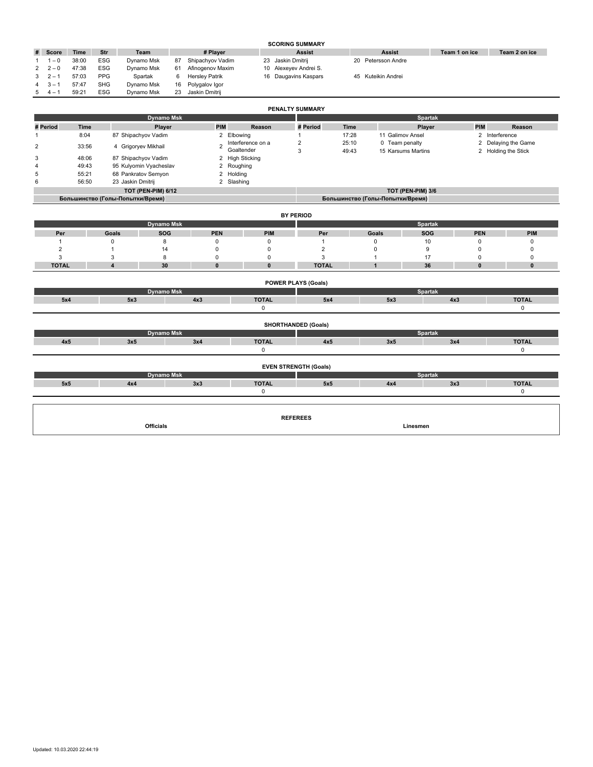## SCORING SUMMARY

| # | Score | Time | Str | Team | # Player | Assist | Assist | Team 1 on ice | Team 2 on ice |
|---|---|---|---|---|---|---|---|---|---|
| 1 | 1 – 0 | 38:00 | ESG | Dynamo Msk | 87 Shipachyov Vadim | 23 Jaskin Dmitrij | 20 Petersson Andre | | |
| 2 | 2 – 0 | 47:38 | ESG | Dynamo Msk | 61 Afinogenov Maxim | 10 Alexeyev Andrei S. | | | |
| 3 | 2 – 1 | 57:03 | PPG | Spartak | 6 Hersley Patrik | 16 Daugavins Kaspars | 45 Kuteikin Andrei | | |
| 4 | 3 – 1 | 57:47 | SHG | Dynamo Msk | 16 Polygalov Igor | | | | |
| 5 | 4 – 1 | 59:21 | ESG | Dynamo Msk | 23 Jaskin Dmitrij | | | | |

## PENALTY SUMMARY

| Dynamo Msk | | | | | Spartak | | | | |
|---|---|---|---|---|---|---|---|---|---|
| # Period | Time | Player | PIM | Reason | # Period | Time | Player | PIM | Reason |
| 1 | 8:04 | 87 Shipachyov Vadim | 2 | Elbowing | 1 | 17:28 | 11 Galimov Ansel | 2 | Interference |
| 2 | 33:56 | 4 Grigoryev Mikhail | 2 | Interference on a Goaltender | 2 | 25:10 | 0 Team penalty | 2 | Delaying the Game |
| 3 | 48:06 | 87 Shipachyov Vadim | 2 | High Sticking | 3 | 49:43 | 15 Karsums Martins | 2 | Holding the Stick |
| 4 | 49:43 | 95 Kulyomin Vyacheslav | 2 | Roughing | | | | | |
| 5 | 55:21 | 68 Pankratov Semyon | 2 | Holding | | | | | |
| 6 | 56:50 | 23 Jaskin Dmitrij | 2 | Slashing | | | | | |
| TOT (PEN-PIM) 6/12 | | | | | TOT (PEN-PIM) 3/6 | | | | |
| Большинство (Голы-Попытки/Время) | | | | | Большинство (Голы-Попытки/Время) | | | | |

## BY PERIOD

| Dynamo Msk | | | | | Spartak | | | | |
|---|---|---|---|---|---|---|---|---|---|
| Per | Goals | SOG | PEN | PIM | Per | Goals | SOG | PEN | PIM |
| 1 | 0 | 8 | 0 | 0 | 1 | 0 | 10 | 0 | 0 |
| 2 | 1 | 14 | 0 | 0 | 2 | 0 | 9 | 0 | 0 |
| 3 | 3 | 8 | 0 | 0 | 3 | 1 | 17 | 0 | 0 |
| **TOTAL** | **4** | **30** | **0** | **0** | **TOTAL** | **1** | **36** | **0** | **0** |

## POWER PLAYS (Goals)

| Dynamo Msk | | | | Spartak | | | |
|---|---|---|---|---|---|---|---|
| 5x4 | 5x3 | 4x3 | TOTAL | 5x4 | 5x3 | 4x3 | TOTAL |
| | | | 0 | | | | 0 |

## SHORTHANDED (Goals)

| Dynamo Msk | | | | Spartak | | | |
|---|---|---|---|---|---|---|---|
| 4x5 | 3x5 | 3x4 | TOTAL | 4x5 | 3x5 | 3x4 | TOTAL |
| | | | 0 | | | | 0 |

## EVEN STRENGTH (Goals)

| Dynamo Msk | | | | Spartak | | | |
|---|---|---|---|---|---|---|---|
| 5x5 | 4x4 | 3x3 | TOTAL | 5x5 | 4x4 | 3x3 | TOTAL |
| | | | 0 | | | | 0 |

## REFEREES

| Officials | Linesmen |
|---|---|
| | |

Updated: 10.03.2020 22:44:19